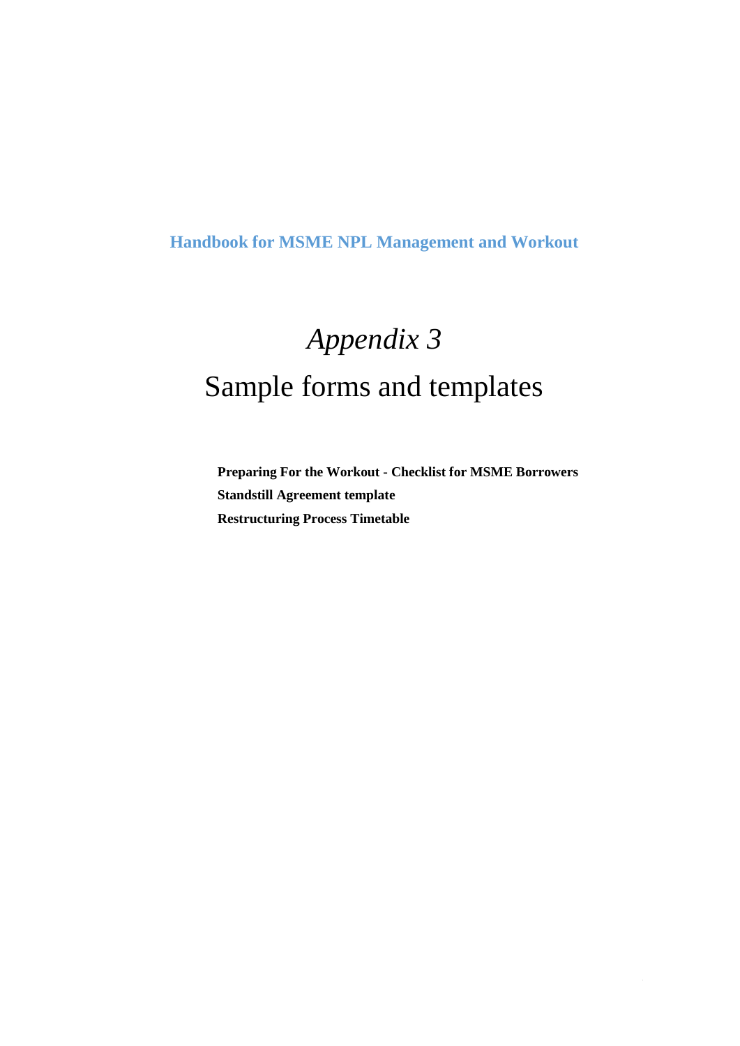**Handbook for MSME NPL Management and Workout**

# *Appendix 3*

# Sample forms and templates

**Preparing For the Workout - Checklist for MSME Borrowers**

**Standstill Agreement template**

**Restructuring Process Timetable**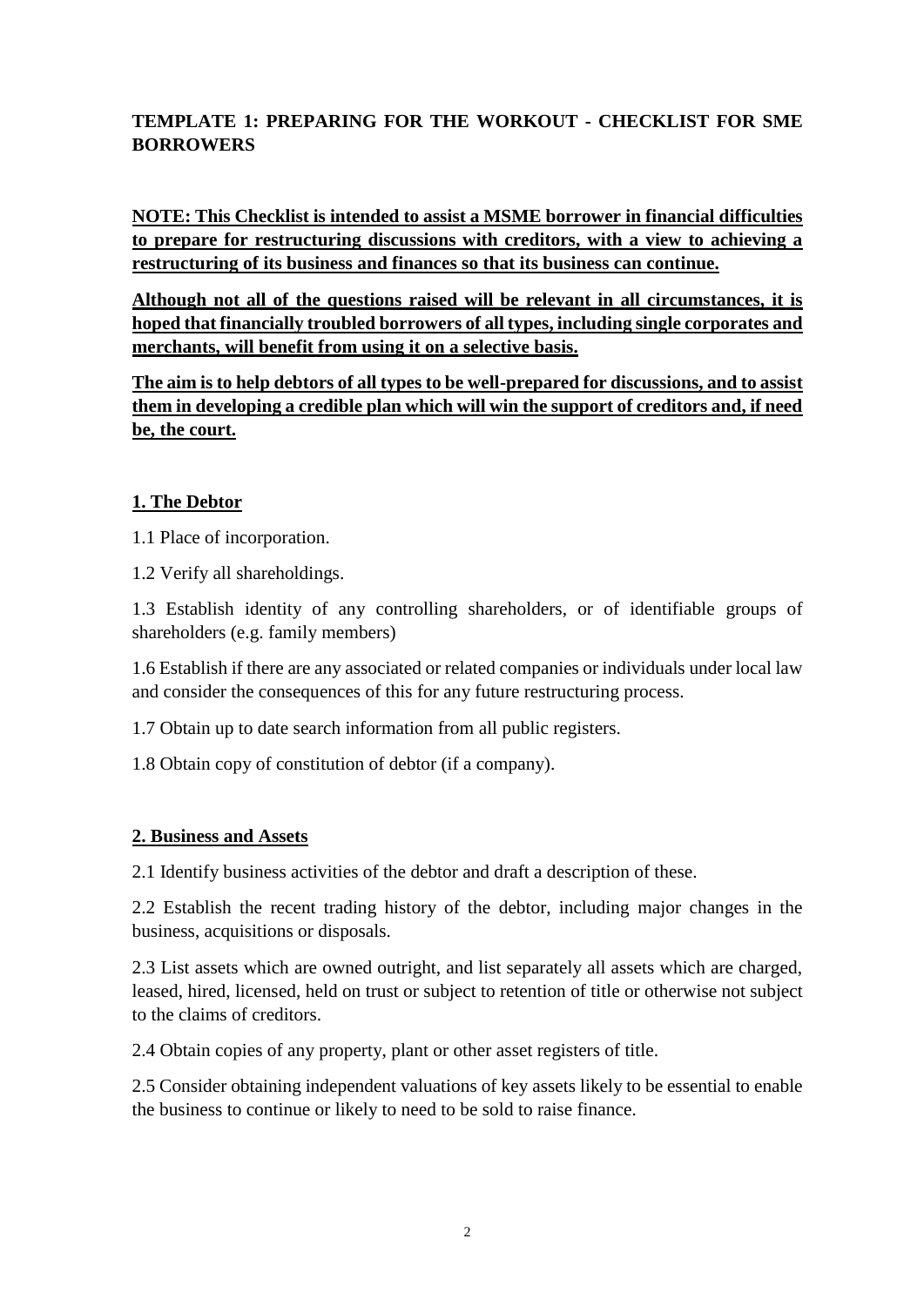# TEMPLATE 1: PREPARING FOR THE WORKOUT - CHECKLIST FOR SME BORROWERS

**NOTE: This Checklist is intended to assist a MSME borrower in financial difficulties to prepare for restructuring discussions with creditors, with a view to achieving a restructuring of its business and finances so that its business can continue.**

**Although not all of the questions raised will be relevant in all circumstances, it is hoped that financially troubled borrowers of all types, including single corporates and merchants, will benefit from using it on a selective basis.**

**The aim is to help debtors of all types to be well-prepared for discussions, and to assist them in developing a credible plan which will win the support of creditors and, if need be, the court.**

## 1. The Debtor

1.1 Place of incorporation.

1.2 Verify all shareholdings.

1.3 Establish identity of any controlling shareholders, or of identifiable groups of shareholders (e.g. family members)

1.6 Establish if there are any associated or related companies or individuals under local law and consider the consequences of this for any future restructuring process.

1.7 Obtain up to date search information from all public registers.

1.8 Obtain copy of constitution of debtor (if a company).

## 2. Business and Assets

2.1 Identify business activities of the debtor and draft a description of these.

2.2 Establish the recent trading history of the debtor, including major changes in the business, acquisitions or disposals.

2.3 List assets which are owned outright, and list separately all assets which are charged, leased, hired, licensed, held on trust or subject to retention of title or otherwise not subject to the claims of creditors.

2.4 Obtain copies of any property, plant or other asset registers of title.

2.5 Consider obtaining independent valuations of key assets likely to be essential to enable the business to continue or likely to need to be sold to raise finance.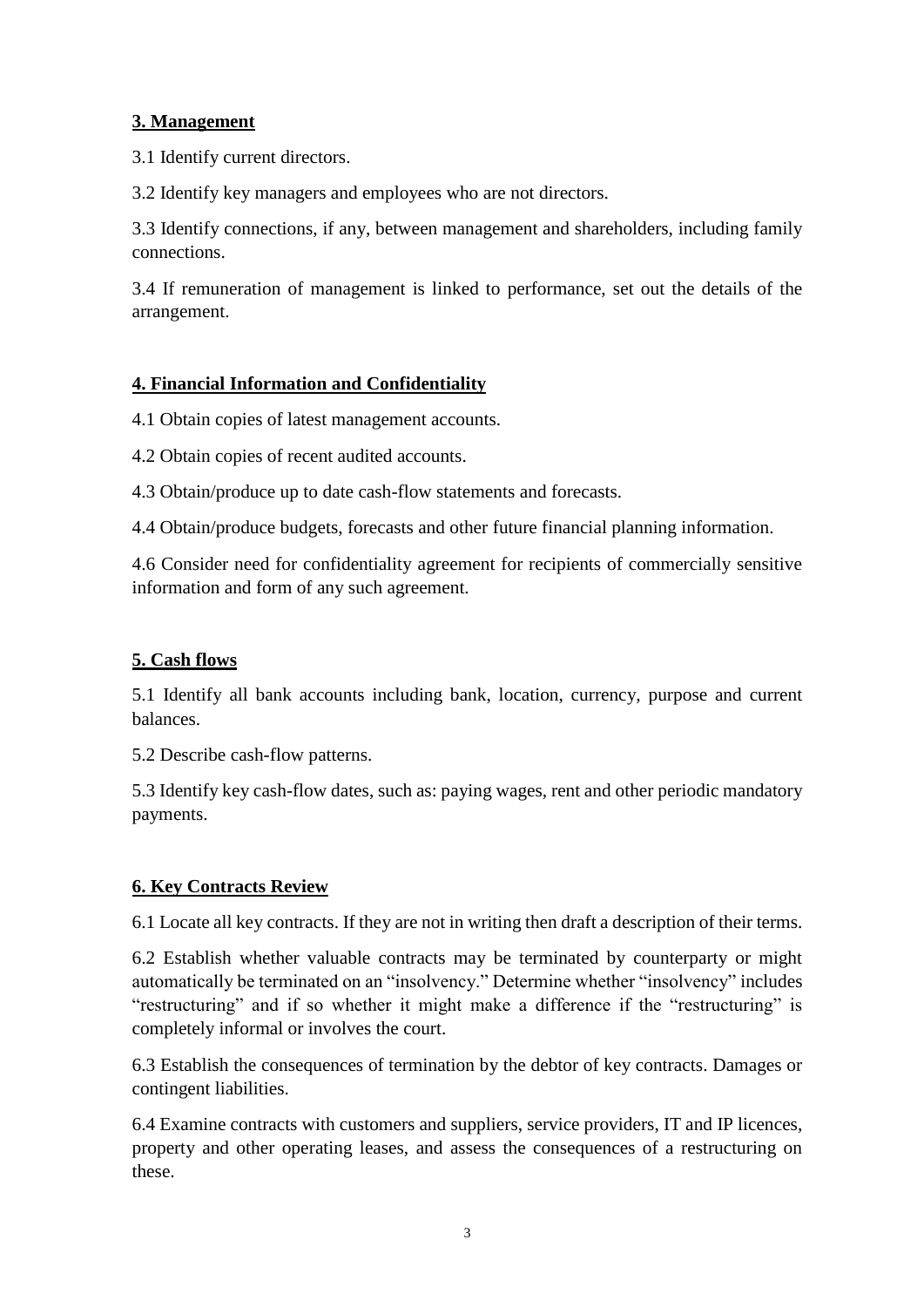## 3. Management

3.1 Identify current directors.

3.2 Identify key managers and employees who are not directors.

3.3 Identify connections, if any, between management and shareholders, including family connections.

3.4 If remuneration of management is linked to performance, set out the details of the arrangement.

## 4. Financial Information and Confidentiality

4.1 Obtain copies of latest management accounts.

4.2 Obtain copies of recent audited accounts.

4.3 Obtain/produce up to date cash-flow statements and forecasts.

4.4 Obtain/produce budgets, forecasts and other future financial planning information.

4.6 Consider need for confidentiality agreement for recipients of commercially sensitive information and form of any such agreement.

## 5. Cash flows

5.1 Identify all bank accounts including bank, location, currency, purpose and current balances.

5.2 Describe cash-flow patterns.

5.3 Identify key cash-flow dates, such as: paying wages, rent and other periodic mandatory payments.

## 6. Key Contracts Review

6.1 Locate all key contracts. If they are not in writing then draft a description of their terms.

6.2 Establish whether valuable contracts may be terminated by counterparty or might automatically be terminated on an "insolvency." Determine whether "insolvency" includes "restructuring" and if so whether it might make a difference if the "restructuring" is completely informal or involves the court.

6.3 Establish the consequences of termination by the debtor of key contracts. Damages or contingent liabilities.

6.4 Examine contracts with customers and suppliers, service providers, IT and IP licences, property and other operating leases, and assess the consequences of a restructuring on these.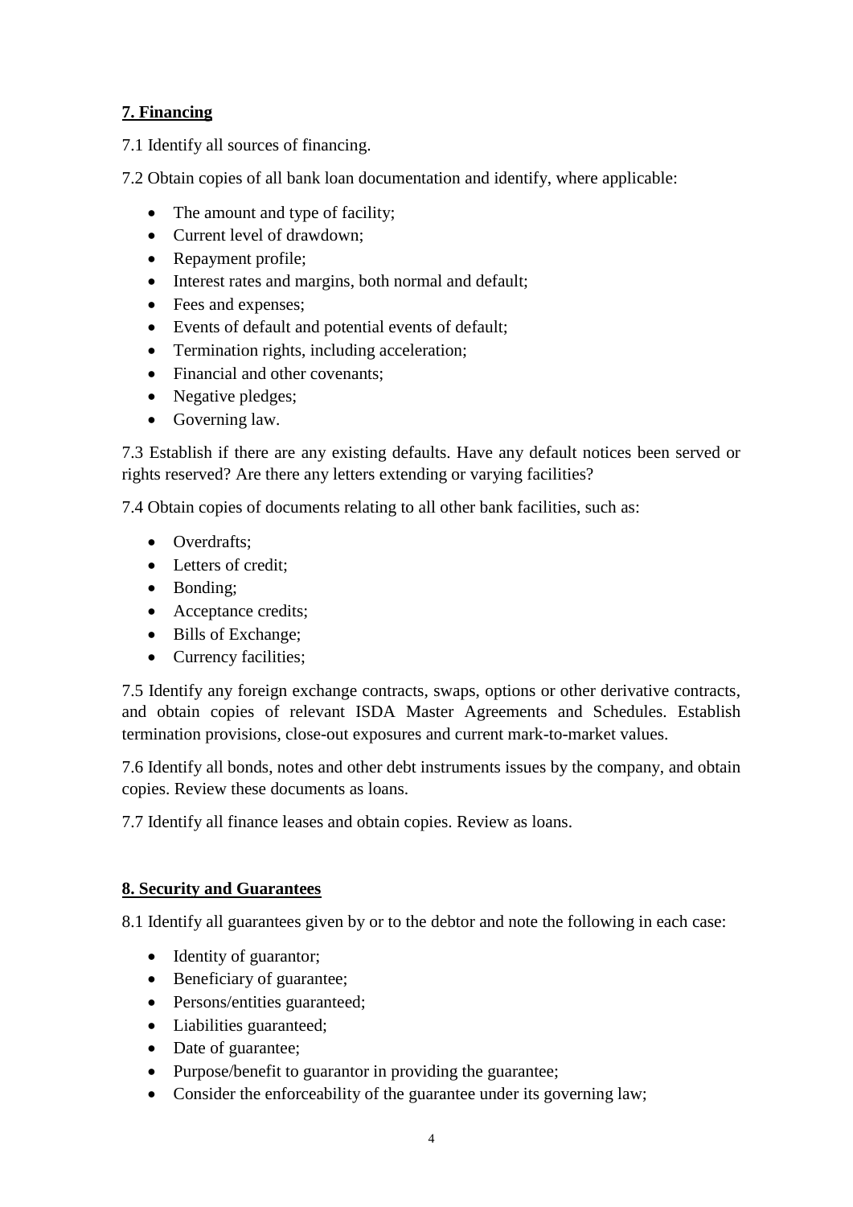## **7. Financing**

7.1 Identify all sources of financing.

7.2 Obtain copies of all bank loan documentation and identify, where applicable:

- The amount and type of facility;
- Current level of drawdown;
- Repayment profile;
- Interest rates and margins, both normal and default;
- Fees and expenses;
- Events of default and potential events of default;
- Termination rights, including acceleration;
- Financial and other covenants;
- Negative pledges;
- Governing law.

7.3 Establish if there are any existing defaults. Have any default notices been served or rights reserved? Are there any letters extending or varying facilities?

7.4 Obtain copies of documents relating to all other bank facilities, such as:

- Overdrafts;
- Letters of credit;
- Bonding;
- Acceptance credits;
- Bills of Exchange;
- Currency facilities;

7.5 Identify any foreign exchange contracts, swaps, options or other derivative contracts, and obtain copies of relevant ISDA Master Agreements and Schedules. Establish termination provisions, close-out exposures and current mark-to-market values.

7.6 Identify all bonds, notes and other debt instruments issues by the company, and obtain copies. Review these documents as loans.

7.7 Identify all finance leases and obtain copies. Review as loans.

## **8. Security and Guarantees**

8.1 Identify all guarantees given by or to the debtor and note the following in each case:

- Identity of guarantor;
- Beneficiary of guarantee;
- Persons/entities guaranteed;
- Liabilities guaranteed;
- Date of guarantee;
- Purpose/benefit to guarantor in providing the guarantee;
- Consider the enforceability of the guarantee under its governing law;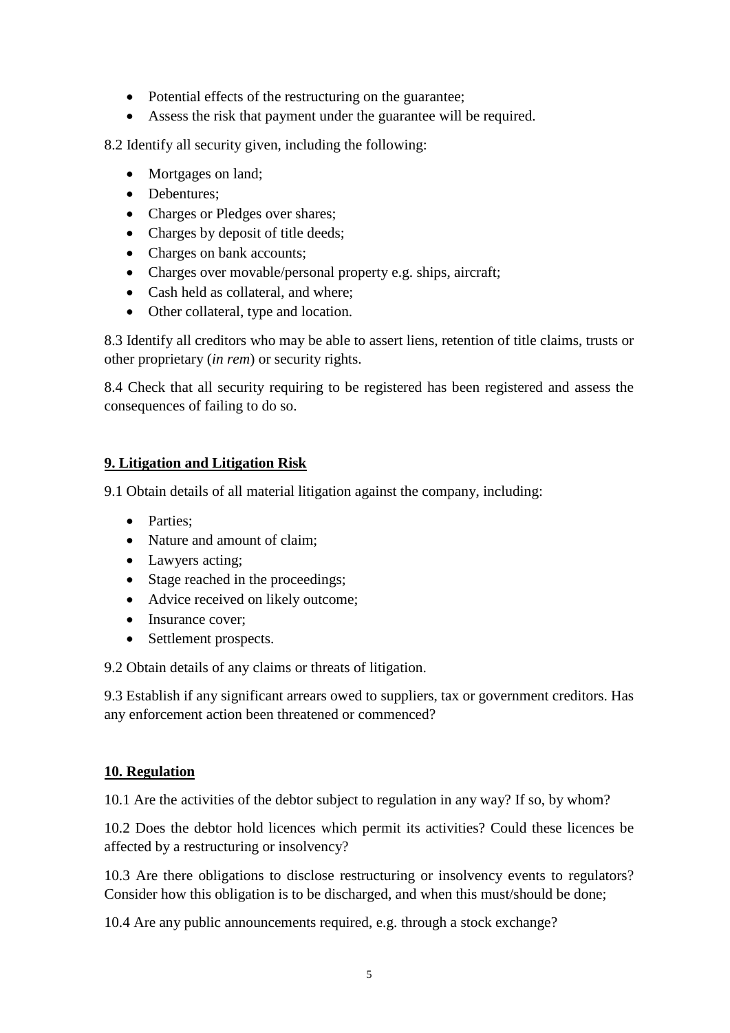- Potential effects of the restructuring on the guarantee;
- Assess the risk that payment under the guarantee will be required.

8.2 Identify all security given, including the following:

- Mortgages on land;
- Debentures;
- Charges or Pledges over shares;
- Charges by deposit of title deeds;
- Charges on bank accounts;
- Charges over movable/personal property e.g. ships, aircraft;
- Cash held as collateral, and where;
- Other collateral, type and location.

8.3 Identify all creditors who may be able to assert liens, retention of title claims, trusts or other proprietary (*in rem*) or security rights.

8.4 Check that all security requiring to be registered has been registered and assess the consequences of failing to do so.

## 9. Litigation and Litigation Risk

9.1 Obtain details of all material litigation against the company, including:

- Parties;
- Nature and amount of claim;
- Lawyers acting;
- Stage reached in the proceedings;
- Advice received on likely outcome;
- Insurance cover;
- Settlement prospects.

9.2 Obtain details of any claims or threats of litigation.

9.3 Establish if any significant arrears owed to suppliers, tax or government creditors. Has any enforcement action been threatened or commenced?

## 10. Regulation

10.1 Are the activities of the debtor subject to regulation in any way? If so, by whom?

10.2 Does the debtor hold licences which permit its activities? Could these licences be affected by a restructuring or insolvency?

10.3 Are there obligations to disclose restructuring or insolvency events to regulators? Consider how this obligation is to be discharged, and when this must/should be done;

10.4 Are any public announcements required, e.g. through a stock exchange?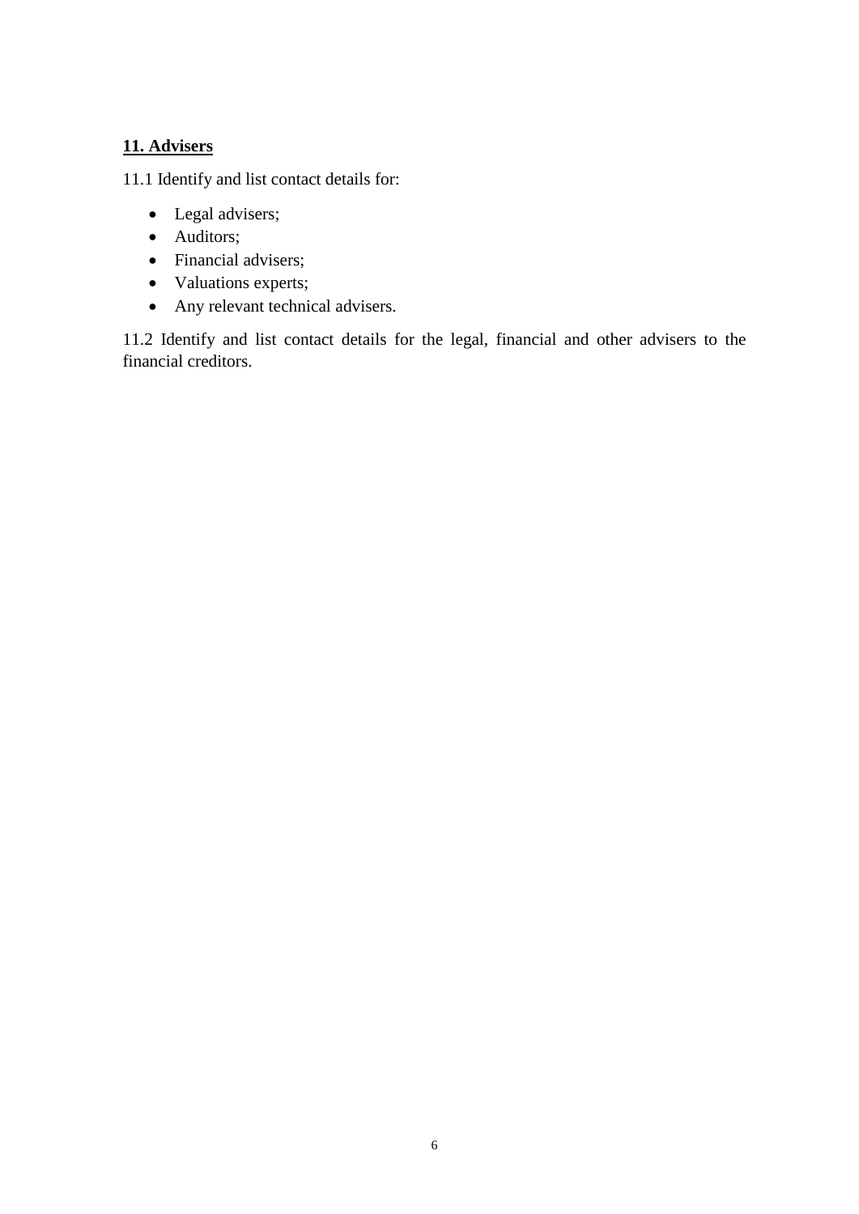## 11. Advisers

11.1 Identify and list contact details for:

- Legal advisers;
- Auditors;
- Financial advisers;
- Valuations experts;
- Any relevant technical advisers.

11.2 Identify and list contact details for the legal, financial and other advisers to the financial creditors.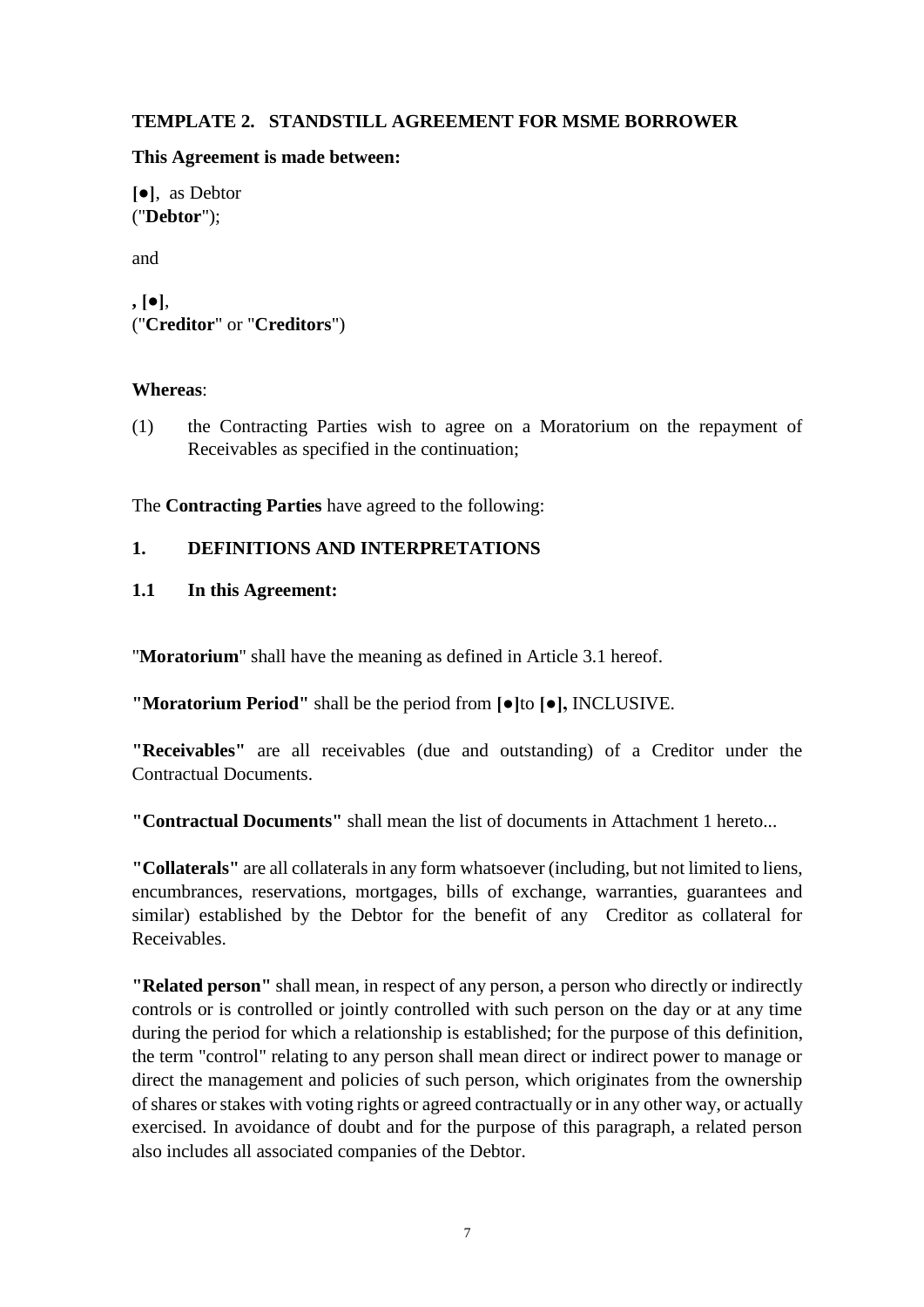**TEMPLATE 2. STANDSTILL AGREEMENT FOR MSME BORROWER**

**This Agreement is made between:**

**[●]**, as Debtor
("**Debtor**");

and

**, [●]**,
("**Creditor**" or "**Creditors**")

**Whereas**:

(1) the Contracting Parties wish to agree on a Moratorium on the repayment of Receivables as specified in the continuation;

The **Contracting Parties** have agreed to the following:

**1. DEFINITIONS AND INTERPRETATIONS**

**1.1 In this Agreement:**

"**Moratorium**" shall have the meaning as defined in Article 3.1 hereof.

**"Moratorium Period"** shall be the period from **[●]**to **[●],** INCLUSIVE.

**"Receivables"** are all receivables (due and outstanding) of a Creditor under the Contractual Documents.

**"Contractual Documents"** shall mean the list of documents in Attachment 1 hereto...

**"Collaterals"** are all collaterals in any form whatsoever (including, but not limited to liens, encumbrances, reservations, mortgages, bills of exchange, warranties, guarantees and similar) established by the Debtor for the benefit of any Creditor as collateral for Receivables.

**"Related person"** shall mean, in respect of any person, a person who directly or indirectly controls or is controlled or jointly controlled with such person on the day or at any time during the period for which a relationship is established; for the purpose of this definition, the term "control" relating to any person shall mean direct or indirect power to manage or direct the management and policies of such person, which originates from the ownership of shares or stakes with voting rights or agreed contractually or in any other way, or actually exercised. In avoidance of doubt and for the purpose of this paragraph, a related person also includes all associated companies of the Debtor.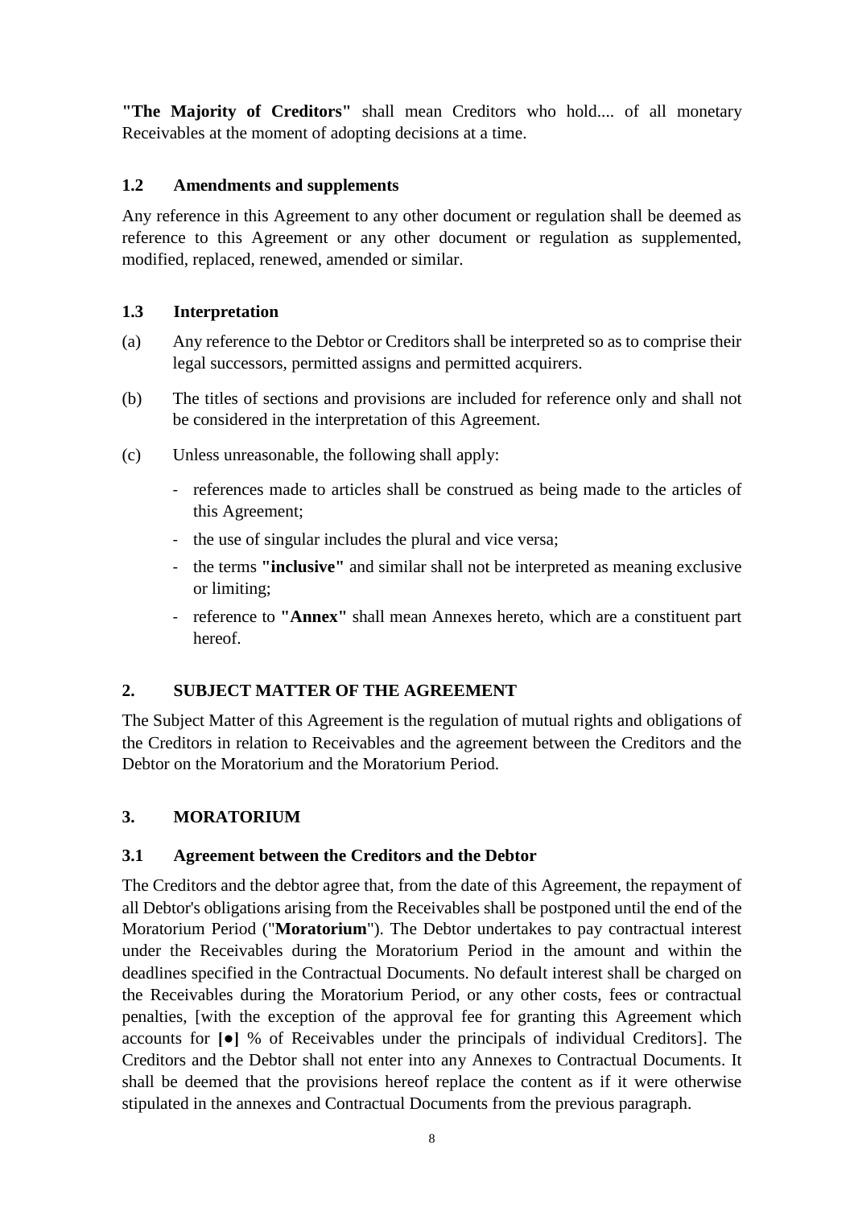**"The Majority of Creditors"** shall mean Creditors who hold.... of all monetary Receivables at the moment of adopting decisions at a time.

### 1.2 Amendments and supplements

Any reference in this Agreement to any other document or regulation shall be deemed as reference to this Agreement or any other document or regulation as supplemented, modified, replaced, renewed, amended or similar.

### 1.3 Interpretation

(a) Any reference to the Debtor or Creditors shall be interpreted so as to comprise their legal successors, permitted assigns and permitted acquirers.

(b) The titles of sections and provisions are included for reference only and shall not be considered in the interpretation of this Agreement.

(c) Unless unreasonable, the following shall apply:

- references made to articles shall be construed as being made to the articles of this Agreement;
- the use of singular includes the plural and vice versa;
- the terms **"inclusive"** and similar shall not be interpreted as meaning exclusive or limiting;
- reference to **"Annex"** shall mean Annexes hereto, which are a constituent part hereof.

## 2. SUBJECT MATTER OF THE AGREEMENT

The Subject Matter of this Agreement is the regulation of mutual rights and obligations of the Creditors in relation to Receivables and the agreement between the Creditors and the Debtor on the Moratorium and the Moratorium Period.

## 3. MORATORIUM

### 3.1 Agreement between the Creditors and the Debtor

The Creditors and the debtor agree that, from the date of this Agreement, the repayment of all Debtor's obligations arising from the Receivables shall be postponed until the end of the Moratorium Period ("**Moratorium**"). The Debtor undertakes to pay contractual interest under the Receivables during the Moratorium Period in the amount and within the deadlines specified in the Contractual Documents. No default interest shall be charged on the Receivables during the Moratorium Period, or any other costs, fees or contractual penalties, [with the exception of the approval fee for granting this Agreement which accounts for **[●]** % of Receivables under the principals of individual Creditors]. The Creditors and the Debtor shall not enter into any Annexes to Contractual Documents. It shall be deemed that the provisions hereof replace the content as if it were otherwise stipulated in the annexes and Contractual Documents from the previous paragraph.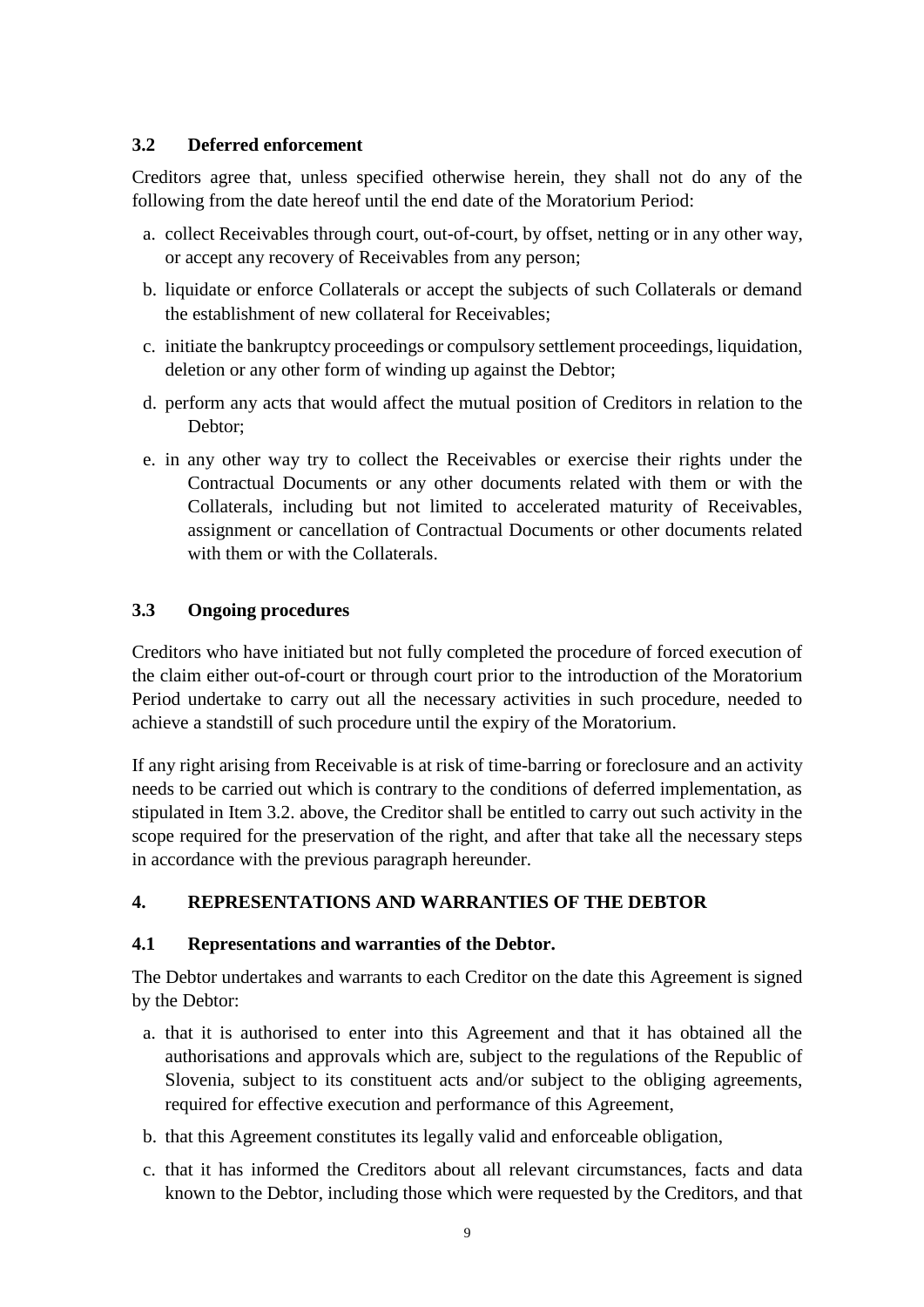### 3.2 Deferred enforcement

Creditors agree that, unless specified otherwise herein, they shall not do any of the following from the date hereof until the end date of the Moratorium Period:

a. collect Receivables through court, out-of-court, by offset, netting or in any other way, or accept any recovery of Receivables from any person;

b. liquidate or enforce Collaterals or accept the subjects of such Collaterals or demand the establishment of new collateral for Receivables;

c. initiate the bankruptcy proceedings or compulsory settlement proceedings, liquidation, deletion or any other form of winding up against the Debtor;

d. perform any acts that would affect the mutual position of Creditors in relation to the Debtor;

e. in any other way try to collect the Receivables or exercise their rights under the Contractual Documents or any other documents related with them or with the Collaterals, including but not limited to accelerated maturity of Receivables, assignment or cancellation of Contractual Documents or other documents related with them or with the Collaterals.

### 3.3 Ongoing procedures

Creditors who have initiated but not fully completed the procedure of forced execution of the claim either out-of-court or through court prior to the introduction of the Moratorium Period undertake to carry out all the necessary activities in such procedure, needed to achieve a standstill of such procedure until the expiry of the Moratorium.

If any right arising from Receivable is at risk of time-barring or foreclosure and an activity needs to be carried out which is contrary to the conditions of deferred implementation, as stipulated in Item 3.2. above, the Creditor shall be entitled to carry out such activity in the scope required for the preservation of the right, and after that take all the necessary steps in accordance with the previous paragraph hereunder.

## 4. REPRESENTATIONS AND WARRANTIES OF THE DEBTOR

### 4.1 Representations and warranties of the Debtor.

The Debtor undertakes and warrants to each Creditor on the date this Agreement is signed by the Debtor:

a. that it is authorised to enter into this Agreement and that it has obtained all the authorisations and approvals which are, subject to the regulations of the Republic of Slovenia, subject to its constituent acts and/or subject to the obliging agreements, required for effective execution and performance of this Agreement,

b. that this Agreement constitutes its legally valid and enforceable obligation,

c. that it has informed the Creditors about all relevant circumstances, facts and data known to the Debtor, including those which were requested by the Creditors, and that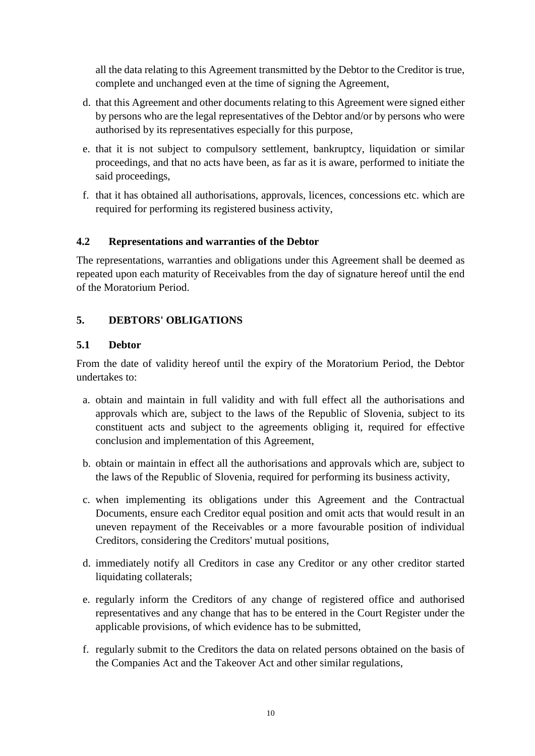all the data relating to this Agreement transmitted by the Debtor to the Creditor is true, complete and unchanged even at the time of signing the Agreement,

d. that this Agreement and other documents relating to this Agreement were signed either by persons who are the legal representatives of the Debtor and/or by persons who were authorised by its representatives especially for this purpose,

e. that it is not subject to compulsory settlement, bankruptcy, liquidation or similar proceedings, and that no acts have been, as far as it is aware, performed to initiate the said proceedings,

f. that it has obtained all authorisations, approvals, licences, concessions etc. which are required for performing its registered business activity,

### 4.2 Representations and warranties of the Debtor

The representations, warranties and obligations under this Agreement shall be deemed as repeated upon each maturity of Receivables from the day of signature hereof until the end of the Moratorium Period.

## 5. DEBTORS' OBLIGATIONS

### 5.1 Debtor

From the date of validity hereof until the expiry of the Moratorium Period, the Debtor undertakes to:

a. obtain and maintain in full validity and with full effect all the authorisations and approvals which are, subject to the laws of the Republic of Slovenia, subject to its constituent acts and subject to the agreements obliging it, required for effective conclusion and implementation of this Agreement,

b. obtain or maintain in effect all the authorisations and approvals which are, subject to the laws of the Republic of Slovenia, required for performing its business activity,

c. when implementing its obligations under this Agreement and the Contractual Documents, ensure each Creditor equal position and omit acts that would result in an uneven repayment of the Receivables or a more favourable position of individual Creditors, considering the Creditors' mutual positions,

d. immediately notify all Creditors in case any Creditor or any other creditor started liquidating collaterals;

e. regularly inform the Creditors of any change of registered office and authorised representatives and any change that has to be entered in the Court Register under the applicable provisions, of which evidence has to be submitted,

f. regularly submit to the Creditors the data on related persons obtained on the basis of the Companies Act and the Takeover Act and other similar regulations,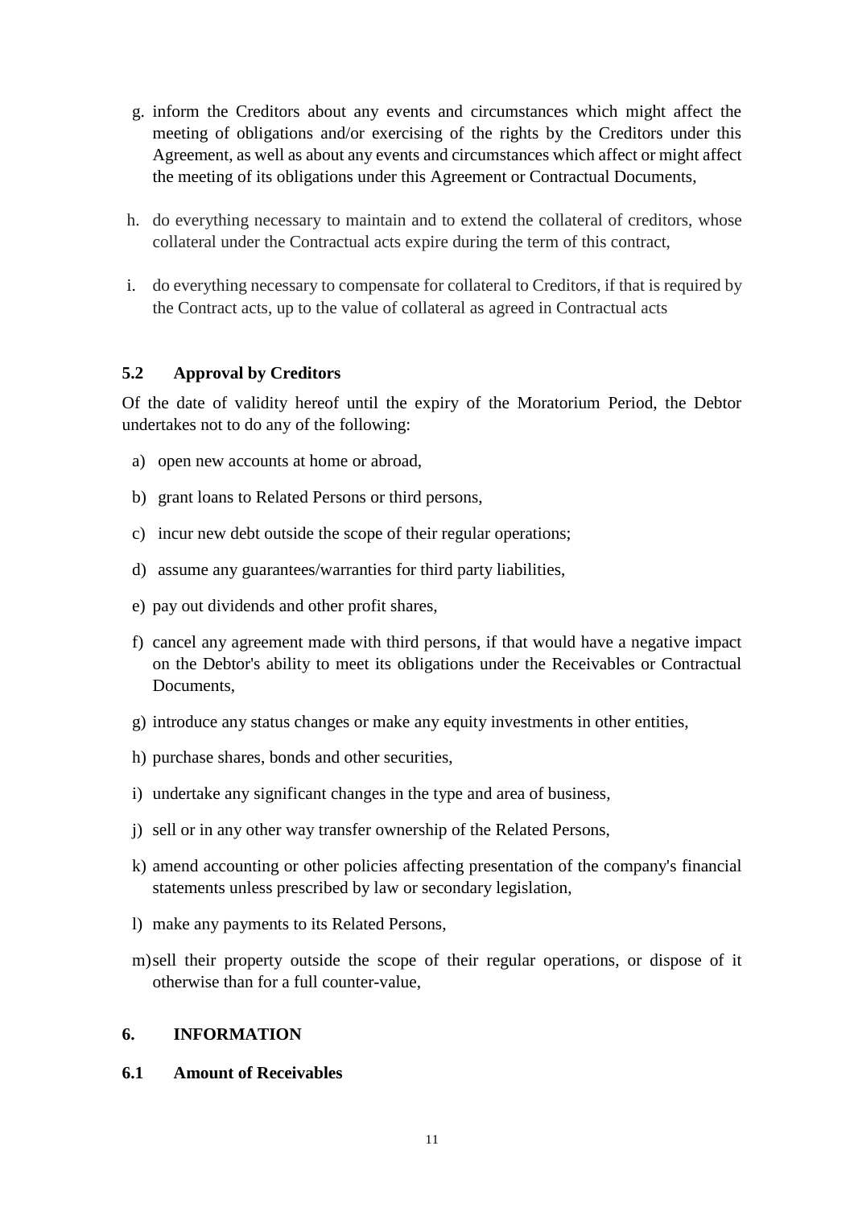g. inform the Creditors about any events and circumstances which might affect the meeting of obligations and/or exercising of the rights by the Creditors under this Agreement, as well as about any events and circumstances which affect or might affect the meeting of its obligations under this Agreement or Contractual Documents,

h. do everything necessary to maintain and to extend the collateral of creditors, whose collateral under the Contractual acts expire during the term of this contract,

i. do everything necessary to compensate for collateral to Creditors, if that is required by the Contract acts, up to the value of collateral as agreed in Contractual acts

### 5.2 Approval by Creditors

Of the date of validity hereof until the expiry of the Moratorium Period, the Debtor undertakes not to do any of the following:

a) open new accounts at home or abroad,

b) grant loans to Related Persons or third persons,

c) incur new debt outside the scope of their regular operations;

d) assume any guarantees/warranties for third party liabilities,

e) pay out dividends and other profit shares,

f) cancel any agreement made with third persons, if that would have a negative impact on the Debtor's ability to meet its obligations under the Receivables or Contractual Documents,

g) introduce any status changes or make any equity investments in other entities,

h) purchase shares, bonds and other securities,

i) undertake any significant changes in the type and area of business,

j) sell or in any other way transfer ownership of the Related Persons,

k) amend accounting or other policies affecting presentation of the company's financial statements unless prescribed by law or secondary legislation,

l) make any payments to its Related Persons,

m) sell their property outside the scope of their regular operations, or dispose of it otherwise than for a full counter-value,

## 6. INFORMATION

### 6.1 Amount of Receivables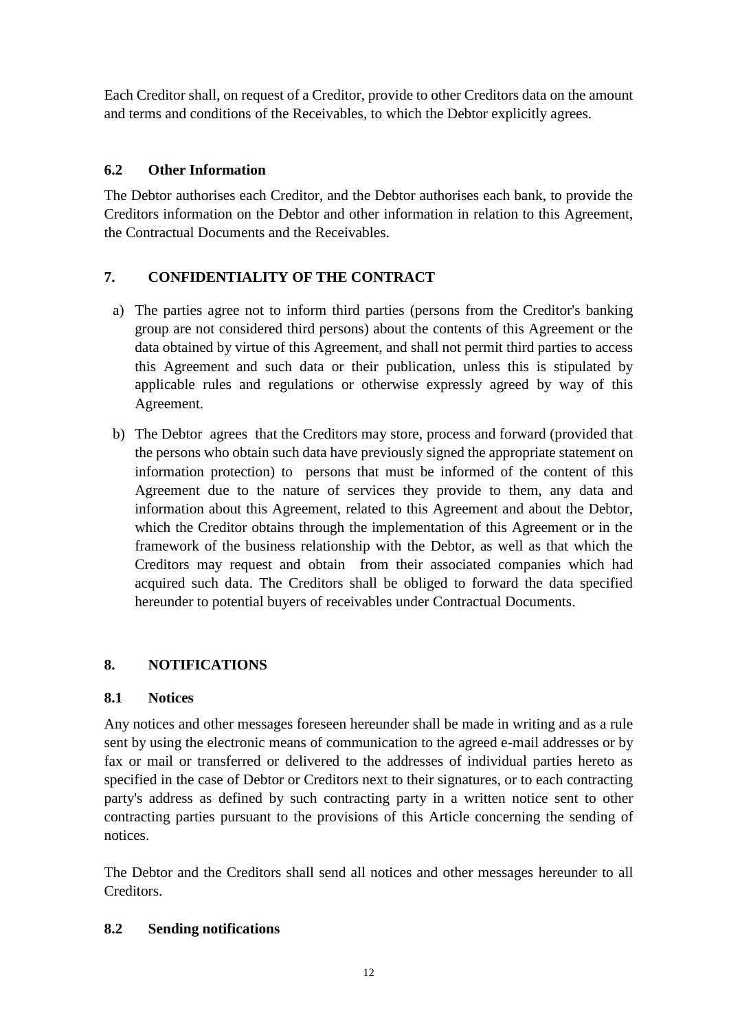Each Creditor shall, on request of a Creditor, provide to other Creditors data on the amount and terms and conditions of the Receivables, to which the Debtor explicitly agrees.

### 6.2 Other Information

The Debtor authorises each Creditor, and the Debtor authorises each bank, to provide the Creditors information on the Debtor and other information in relation to this Agreement, the Contractual Documents and the Receivables.

## 7. CONFIDENTIALITY OF THE CONTRACT

a) The parties agree not to inform third parties (persons from the Creditor's banking group are not considered third persons) about the contents of this Agreement or the data obtained by virtue of this Agreement, and shall not permit third parties to access this Agreement and such data or their publication, unless this is stipulated by applicable rules and regulations or otherwise expressly agreed by way of this Agreement.

b) The Debtor agrees that the Creditors may store, process and forward (provided that the persons who obtain such data have previously signed the appropriate statement on information protection) to persons that must be informed of the content of this Agreement due to the nature of services they provide to them, any data and information about this Agreement, related to this Agreement and about the Debtor, which the Creditor obtains through the implementation of this Agreement or in the framework of the business relationship with the Debtor, as well as that which the Creditors may request and obtain from their associated companies which had acquired such data. The Creditors shall be obliged to forward the data specified hereunder to potential buyers of receivables under Contractual Documents.

## 8. NOTIFICATIONS

### 8.1 Notices

Any notices and other messages foreseen hereunder shall be made in writing and as a rule sent by using the electronic means of communication to the agreed e-mail addresses or by fax or mail or transferred or delivered to the addresses of individual parties hereto as specified in the case of Debtor or Creditors next to their signatures, or to each contracting party's address as defined by such contracting party in a written notice sent to other contracting parties pursuant to the provisions of this Article concerning the sending of notices.

The Debtor and the Creditors shall send all notices and other messages hereunder to all Creditors.

### 8.2 Sending notifications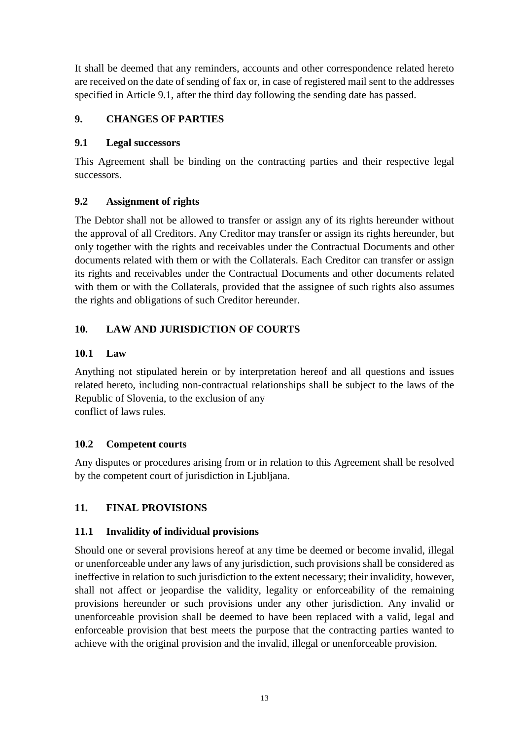It shall be deemed that any reminders, accounts and other correspondence related hereto are received on the date of sending of fax or, in case of registered mail sent to the addresses specified in Article 9.1, after the third day following the sending date has passed.

## 9. CHANGES OF PARTIES

### 9.1 Legal successors

This Agreement shall be binding on the contracting parties and their respective legal successors.

### 9.2 Assignment of rights

The Debtor shall not be allowed to transfer or assign any of its rights hereunder without the approval of all Creditors. Any Creditor may transfer or assign its rights hereunder, but only together with the rights and receivables under the Contractual Documents and other documents related with them or with the Collaterals. Each Creditor can transfer or assign its rights and receivables under the Contractual Documents and other documents related with them or with the Collaterals, provided that the assignee of such rights also assumes the rights and obligations of such Creditor hereunder.

## 10. LAW AND JURISDICTION OF COURTS

### 10.1 Law

Anything not stipulated herein or by interpretation hereof and all questions and issues related hereto, including non-contractual relationships shall be subject to the laws of the Republic of Slovenia, to the exclusion of any conflict of laws rules.

### 10.2 Competent courts

Any disputes or procedures arising from or in relation to this Agreement shall be resolved by the competent court of jurisdiction in Ljubljana.

## 11. FINAL PROVISIONS

### 11.1 Invalidity of individual provisions

Should one or several provisions hereof at any time be deemed or become invalid, illegal or unenforceable under any laws of any jurisdiction, such provisions shall be considered as ineffective in relation to such jurisdiction to the extent necessary; their invalidity, however, shall not affect or jeopardise the validity, legality or enforceability of the remaining provisions hereunder or such provisions under any other jurisdiction. Any invalid or unenforceable provision shall be deemed to have been replaced with a valid, legal and enforceable provision that best meets the purpose that the contracting parties wanted to achieve with the original provision and the invalid, illegal or unenforceable provision.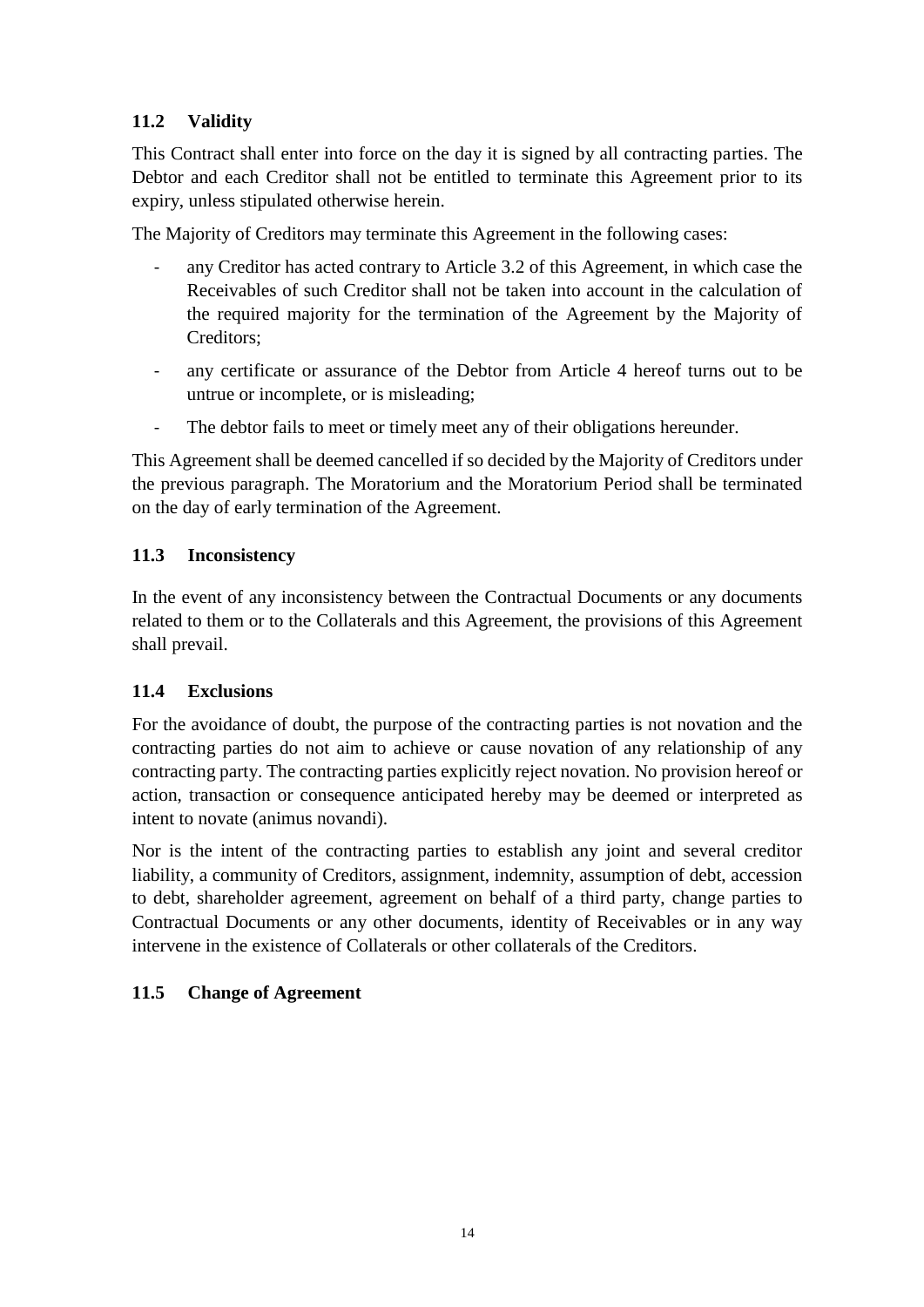### 11.2 Validity

This Contract shall enter into force on the day it is signed by all contracting parties. The Debtor and each Creditor shall not be entitled to terminate this Agreement prior to its expiry, unless stipulated otherwise herein.

The Majority of Creditors may terminate this Agreement in the following cases:

- any Creditor has acted contrary to Article 3.2 of this Agreement, in which case the Receivables of such Creditor shall not be taken into account in the calculation of the required majority for the termination of the Agreement by the Majority of Creditors;
- any certificate or assurance of the Debtor from Article 4 hereof turns out to be untrue or incomplete, or is misleading;
- The debtor fails to meet or timely meet any of their obligations hereunder.

This Agreement shall be deemed cancelled if so decided by the Majority of Creditors under the previous paragraph. The Moratorium and the Moratorium Period shall be terminated on the day of early termination of the Agreement.

### 11.3 Inconsistency

In the event of any inconsistency between the Contractual Documents or any documents related to them or to the Collaterals and this Agreement, the provisions of this Agreement shall prevail.

### 11.4 Exclusions

For the avoidance of doubt, the purpose of the contracting parties is not novation and the contracting parties do not aim to achieve or cause novation of any relationship of any contracting party. The contracting parties explicitly reject novation. No provision hereof or action, transaction or consequence anticipated hereby may be deemed or interpreted as intent to novate (animus novandi).

Nor is the intent of the contracting parties to establish any joint and several creditor liability, a community of Creditors, assignment, indemnity, assumption of debt, accession to debt, shareholder agreement, agreement on behalf of a third party, change parties to Contractual Documents or any other documents, identity of Receivables or in any way intervene in the existence of Collaterals or other collaterals of the Creditors.

### 11.5 Change of Agreement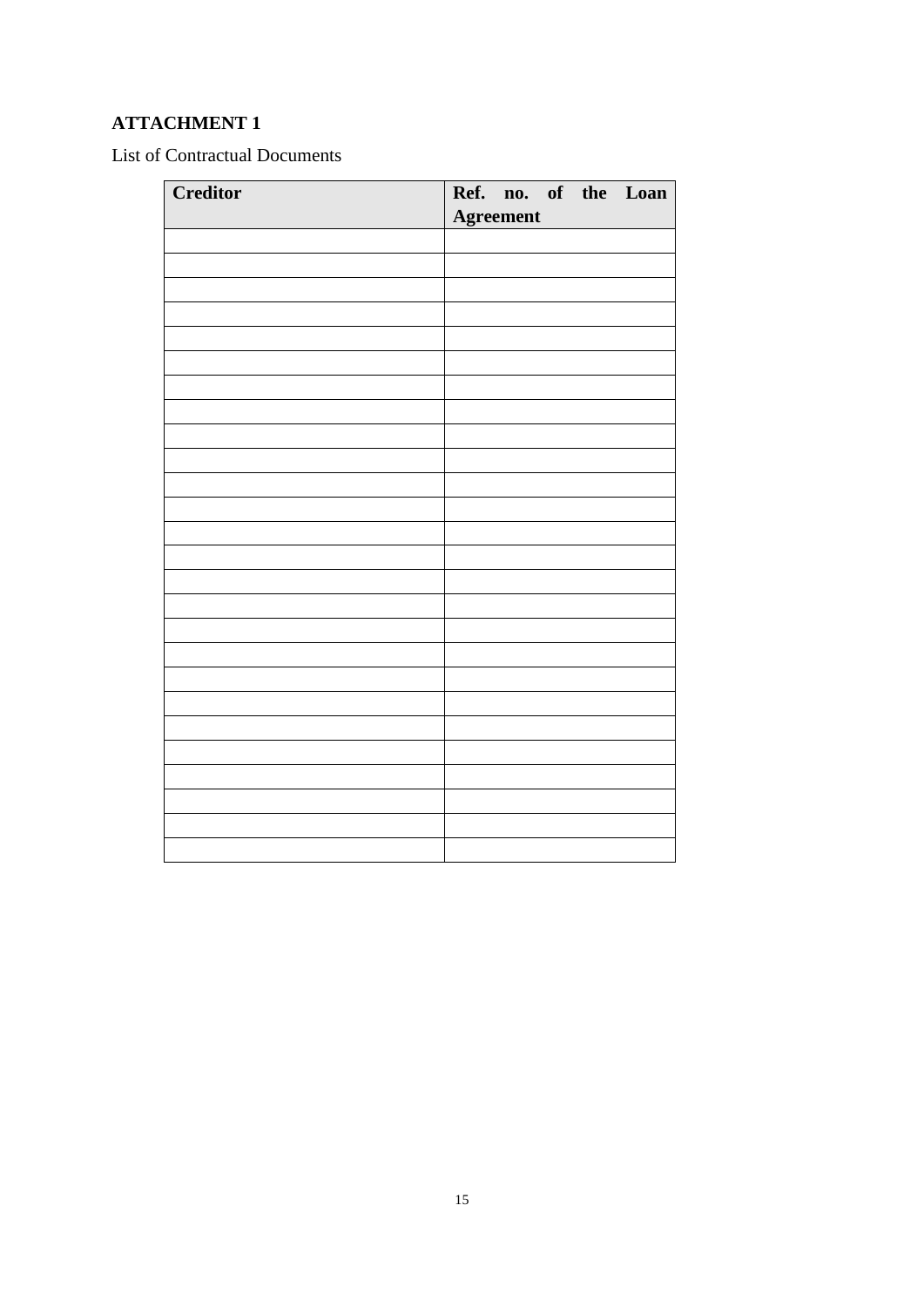**ATTACHMENT 1**

List of Contractual Documents

| Creditor | Ref. no. of the Loan Agreement |
| --- | --- |
| | |
| | |
| | |
| | |
| | |
| | |
| | |
| | |
| | |
| | |
| | |
| | |
| | |
| | |
| | |
| | |
| | |
| | |
| | |
| | |
| | |
| | |
| | |
| | |
| | |
| | |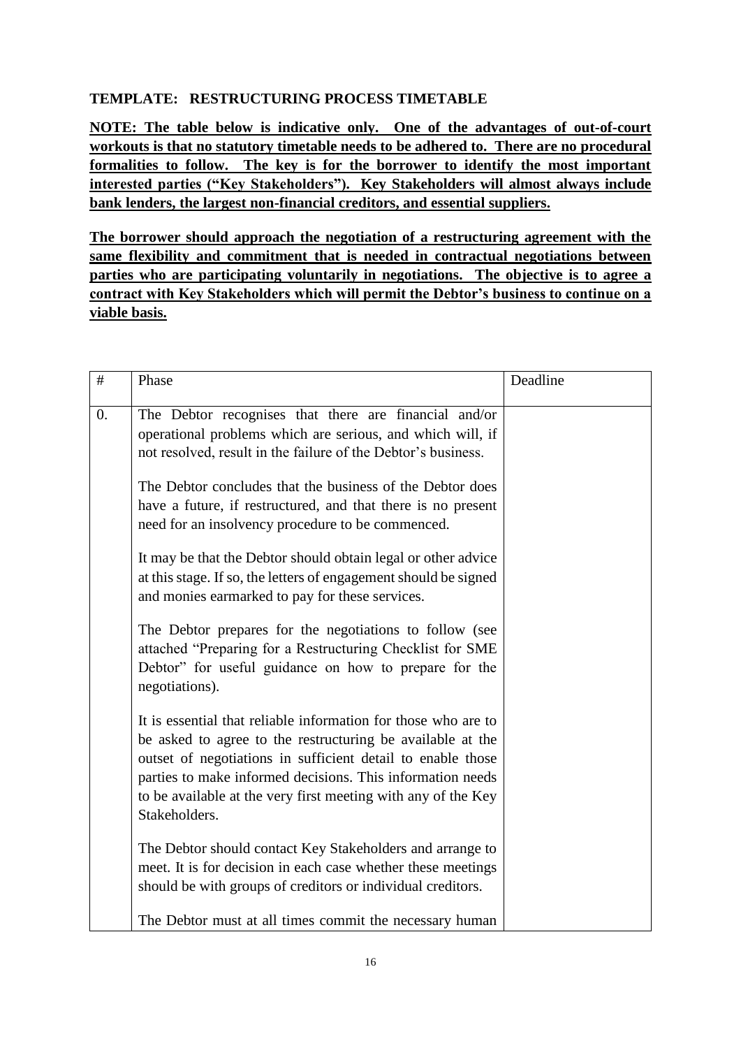**TEMPLATE: RESTRUCTURING PROCESS TIMETABLE**

**NOTE: The table below is indicative only. One of the advantages of out-of-court workouts is that no statutory timetable needs to be adhered to. There are no procedural formalities to follow. The key is for the borrower to identify the most important interested parties ("Key Stakeholders"). Key Stakeholders will almost always include bank lenders, the largest non-financial creditors, and essential suppliers.**

**The borrower should approach the negotiation of a restructuring agreement with the same flexibility and commitment that is needed in contractual negotiations between parties who are participating voluntarily in negotiations. The objective is to agree a contract with Key Stakeholders which will permit the Debtor's business to continue on a viable basis.**

| # | Phase | Deadline |
|---|---|---|
| 0. | The Debtor recognises that there are financial and/or operational problems which are serious, and which will, if not resolved, result in the failure of the Debtor's business.<br><br>The Debtor concludes that the business of the Debtor does have a future, if restructured, and that there is no present need for an insolvency procedure to be commenced.<br><br>It may be that the Debtor should obtain legal or other advice at this stage. If so, the letters of engagement should be signed and monies earmarked to pay for these services.<br><br>The Debtor prepares for the negotiations to follow (see attached "Preparing for a Restructuring Checklist for SME Debtor" for useful guidance on how to prepare for the negotiations).<br><br>It is essential that reliable information for those who are to be asked to agree to the restructuring be available at the outset of negotiations in sufficient detail to enable those parties to make informed decisions. This information needs to be available at the very first meeting with any of the Key Stakeholders.<br><br>The Debtor should contact Key Stakeholders and arrange to meet. It is for decision in each case whether these meetings should be with groups of creditors or individual creditors.<br><br>The Debtor must at all times commit the necessary human | |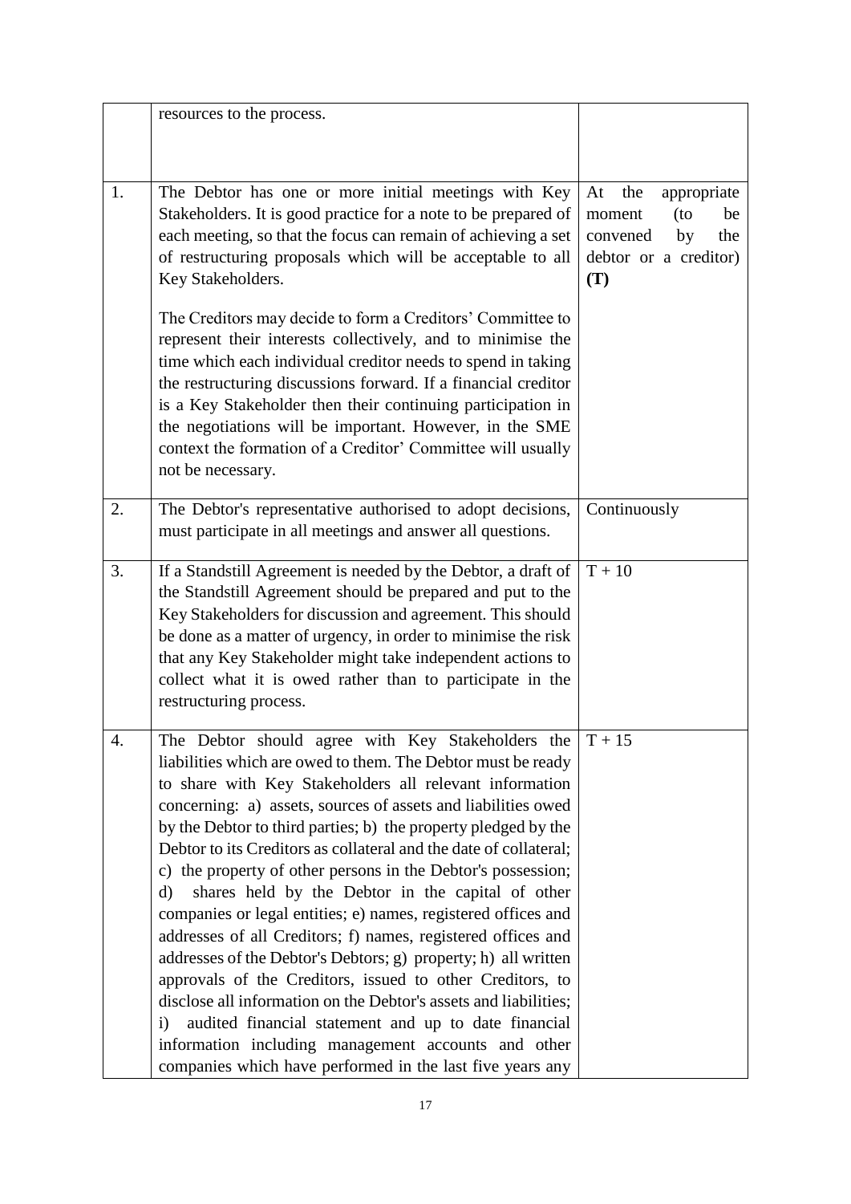|  |  |  |
|---|---|---|
|  | resources to the process. |  |
| 1. | The Debtor has one or more initial meetings with Key Stakeholders. It is good practice for a note to be prepared of each meeting, so that the focus can remain of achieving a set of restructuring proposals which will be acceptable to all Key Stakeholders.<br><br>The Creditors may decide to form a Creditors' Committee to represent their interests collectively, and to minimise the time which each individual creditor needs to spend in taking the restructuring discussions forward. If a financial creditor is a Key Stakeholder then their continuing participation in the negotiations will be important. However, in the SME context the formation of a Creditor' Committee will usually not be necessary. | At the appropriate moment (to be convened by the debtor or a creditor) **(T)** |
| 2. | The Debtor's representative authorised to adopt decisions, must participate in all meetings and answer all questions. | Continuously |
| 3. | If a Standstill Agreement is needed by the Debtor, a draft of the Standstill Agreement should be prepared and put to the Key Stakeholders for discussion and agreement. This should be done as a matter of urgency, in order to minimise the risk that any Key Stakeholder might take independent actions to collect what it is owed rather than to participate in the restructuring process. | T + 10 |
| 4. | The Debtor should agree with Key Stakeholders the liabilities which are owed to them. The Debtor must be ready to share with Key Stakeholders all relevant information concerning: a) assets, sources of assets and liabilities owed by the Debtor to third parties; b) the property pledged by the Debtor to its Creditors as collateral and the date of collateral; c) the property of other persons in the Debtor's possession; d) shares held by the Debtor in the capital of other companies or legal entities; e) names, registered offices and addresses of all Creditors; f) names, registered offices and addresses of the Debtor's Debtors; g) property; h) all written approvals of the Creditors, issued to other Creditors, to disclose all information on the Debtor's assets and liabilities; i) audited financial statement and up to date financial information including management accounts and other companies which have performed in the last five years any | T + 15 |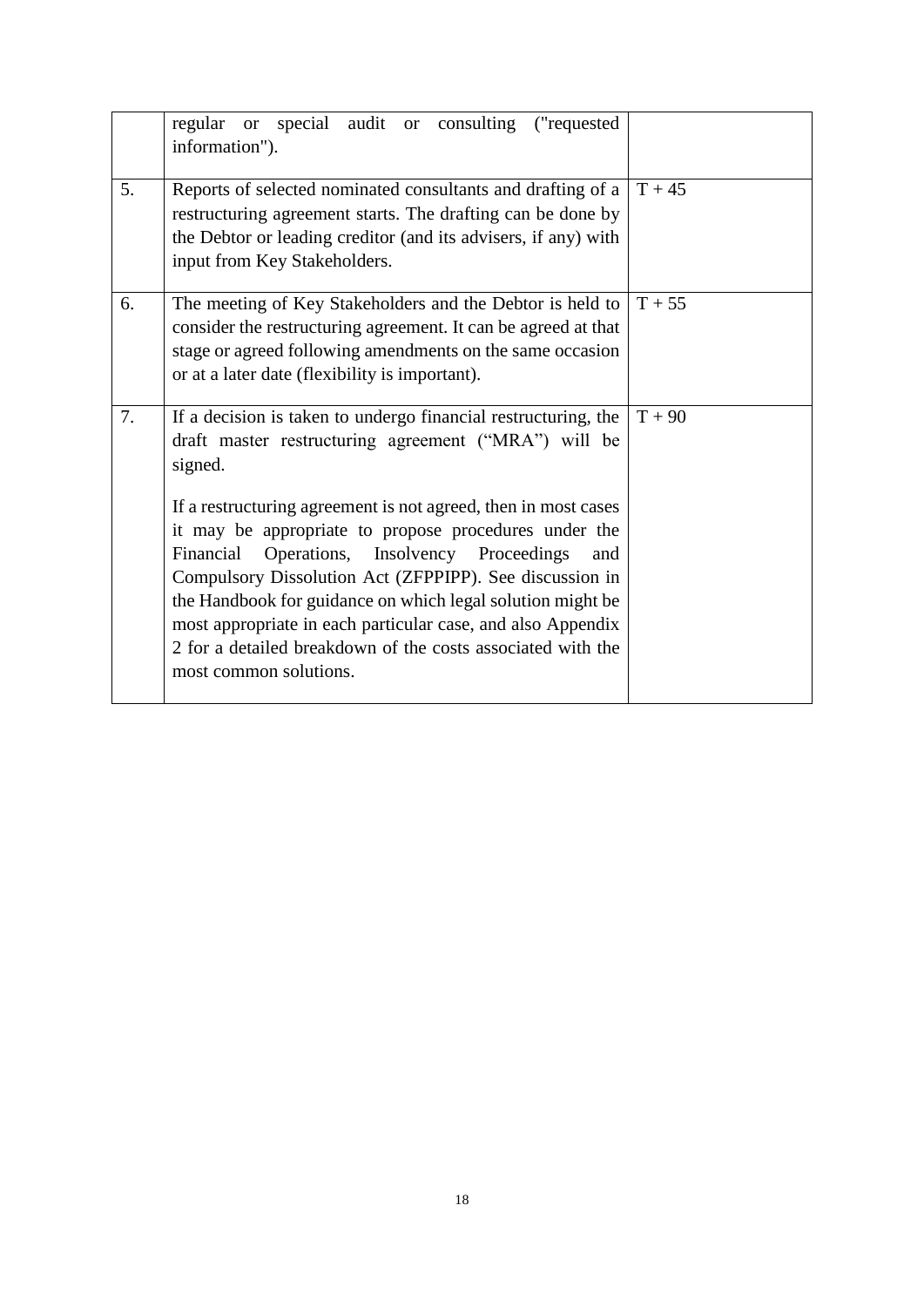| | | |
|---|---|---|
| | regular or special audit or consulting ("requested information"). | |
| 5. | Reports of selected nominated consultants and drafting of a restructuring agreement starts. The drafting can be done by the Debtor or leading creditor (and its advisers, if any) with input from Key Stakeholders. | T + 45 |
| 6. | The meeting of Key Stakeholders and the Debtor is held to consider the restructuring agreement. It can be agreed at that stage or agreed following amendments on the same occasion or at a later date (flexibility is important). | T + 55 |
| 7. | If a decision is taken to undergo financial restructuring, the draft master restructuring agreement ("MRA") will be signed.<br><br>If a restructuring agreement is not agreed, then in most cases it may be appropriate to propose procedures under the Financial Operations, Insolvency Proceedings and Compulsory Dissolution Act (ZFPPIPP). See discussion in the Handbook for guidance on which legal solution might be most appropriate in each particular case, and also Appendix 2 for a detailed breakdown of the costs associated with the most common solutions. | T + 90 |